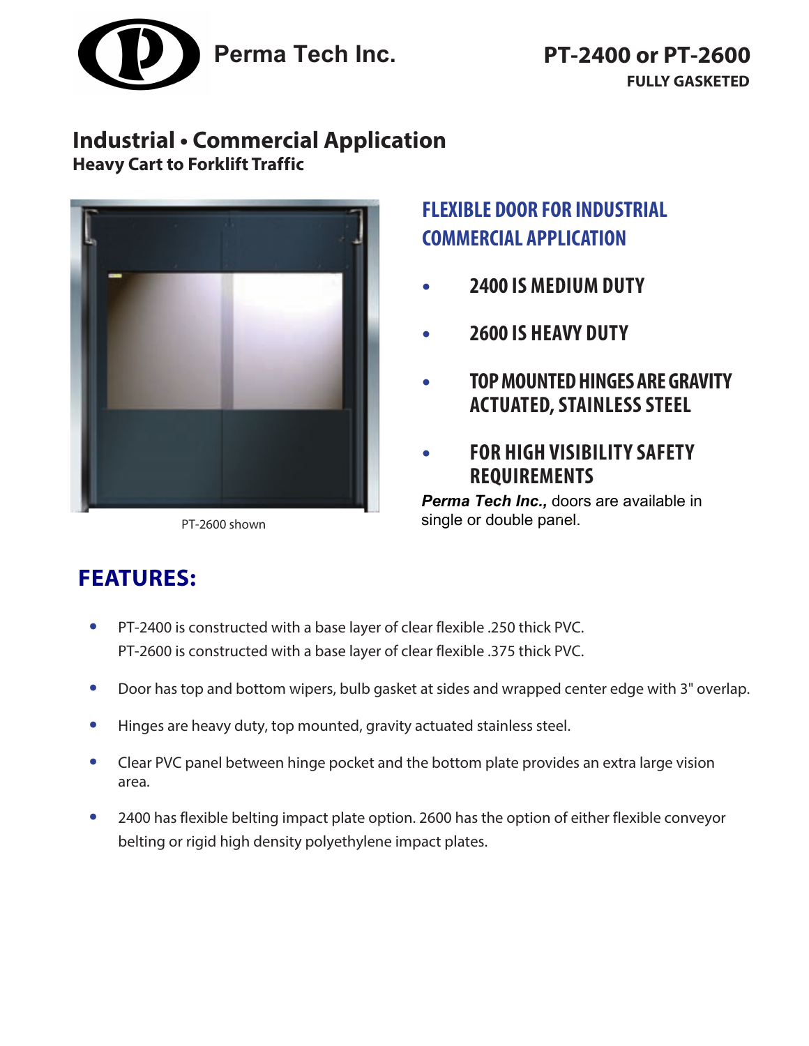Perma Tech Inc.

# PT-2400 or PT-2600

**FULLY GASKETED**

## Industrial • Commercial Application

**Heavy Cart to Forklift Traffic**

PT-2600 shown

## FLEXIBLE DOOR FOR INDUSTRIAL COMMERCIAL APPLICATION

- **2400 IS MEDIUM DUTY**
- **2600 IS HEAVY DUTY**
- **TOP MOUNTED HINGES ARE GRAVITY ACTUATED, STAINLESS STEEL**
- **FOR HIGH VISIBILITY SAFETY REQUIREMENTS**

***Perma Tech Inc.,*** doors are available in single or double panel.

## FEATURES:

- PT-2400 is constructed with a base layer of clear flexible .250 thick PVC.
  PT-2600 is constructed with a base layer of clear flexible .375 thick PVC.
- Door has top and bottom wipers, bulb gasket at sides and wrapped center edge with 3" overlap.
- Hinges are heavy duty, top mounted, gravity actuated stainless steel.
- Clear PVC panel between hinge pocket and the bottom plate provides an extra large vision area.
- 2400 has flexible belting impact plate option. 2600 has the option of either flexible conveyor belting or rigid high density polyethylene impact plates.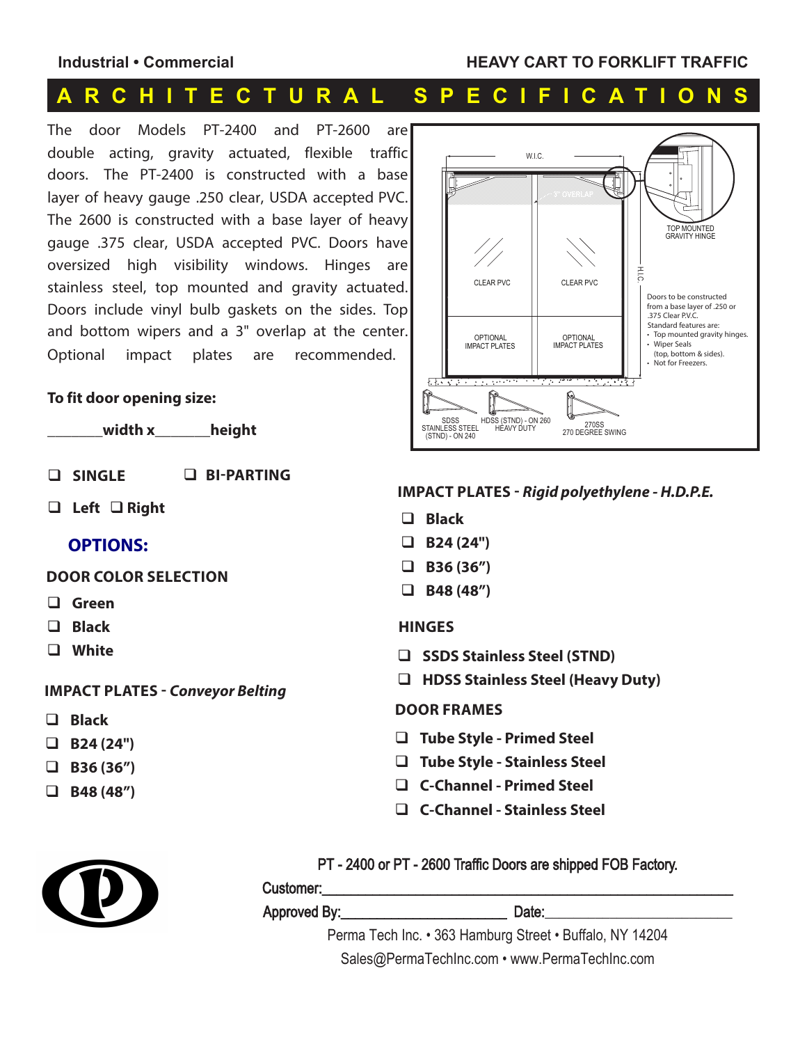Industrial • Commercial

HEAVY CART TO FORKLIFT TRAFFIC

# ARCHITECTURAL SPECIFICATIONS

The door Models PT-2400 and PT-2600 are double acting, gravity actuated, flexible traffic doors. The PT-2400 is constructed with a base layer of heavy gauge .250 clear, USDA accepted PVC. The 2600 is constructed with a base layer of heavy gauge .375 clear, USDA accepted PVC. Doors have oversized high visibility windows. Hinges are stainless steel, top mounted and gravity actuated. Doors include vinyl bulb gaskets on the sides. Top and bottom wipers and a 3" overlap at the center. Optional impact plates are recommended.

W.I.C.

3" OVERLAP

H.I.C.

CLEAR PVC

CLEAR PVC

OPTIONAL IMPACT PLATES

OPTIONAL IMPACT PLATES

TOP MOUNTED GRAVITY HINGE

Doors to be constructed from a base layer of .250 or .375 Clear P.V.C.
Standard features are:
- Top mounted gravity hinges.
- Wiper Seals (top, bottom & sides).
- Not for Freezers.

SDSS STAINLESS STEEL (STND) - ON 240

HDSS (STND) - ON 260 HEAVY DUTY

270SS 270 DEGREE SWING

**To fit door opening size:**

_______**width x**_______**height**

- ❑ **SINGLE**
- ❑ **BI-PARTING**
- ❑ **Left** ❑ **Right**

## OPTIONS:

### DOOR COLOR SELECTION

- ❑ **Green**
- ❑ **Black**
- ❑ **White**

### IMPACT PLATES - *Conveyor Belting*

- ❑ **Black**
- ❑ **B24 (24")**
- ❑ **B36 (36")**
- ❑ **B48 (48")**

### IMPACT PLATES - *Rigid polyethylene - H.D.P.E.*

- ❑ **Black**
- ❑ **B24 (24")**
- ❑ **B36 (36")**
- ❑ **B48 (48")**

### HINGES

- ❑ **SSDS Stainless Steel (STND)**
- ❑ **HDSS Stainless Steel (Heavy Duty)**

### DOOR FRAMES

- ❑ **Tube Style - Primed Steel**
- ❑ **Tube Style - Stainless Steel**
- ❑ **C-Channel - Primed Steel**
- ❑ **C-Channel - Stainless Steel**

PT - 2400 or PT - 2600 Traffic Doors are shipped FOB Factory.

Customer:_______________________________________________

Approved By:______________________ Date:______________________

Perma Tech Inc. • 363 Hamburg Street • Buffalo, NY 14204

Sales@PermaTechInc.com • www.PermaTechInc.com